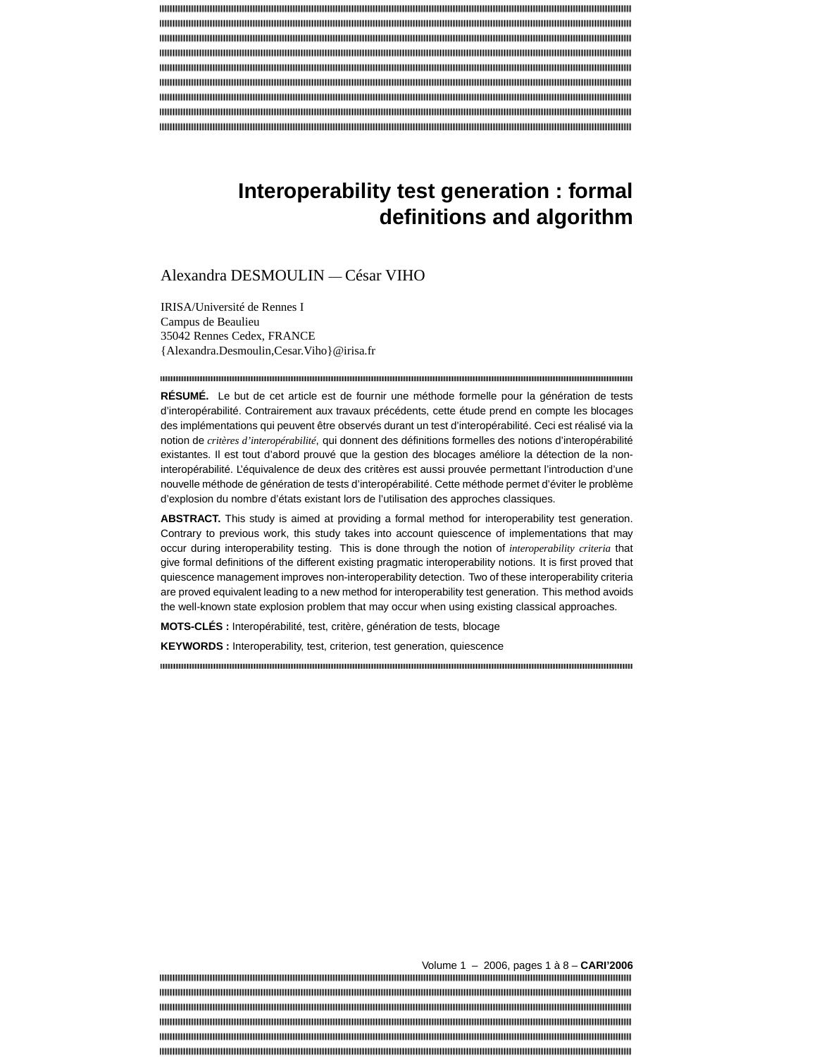# Interoperability test generation : formal definitions and algorithm

Alexandra DESMOULIN — César VIHO

IRISA/Université de Rennes I
Campus de Beaulieu
35042 Rennes Cedex, FRANCE
{Alexandra.Desmoulin,Cesar.Viho}@irisa.fr

**RÉSUMÉ.** Le but de cet article est de fournir une méthode formelle pour la génération de tests d'interopérabilité. Contrairement aux travaux précédents, cette étude prend en compte les blocages des implémentations qui peuvent être observés durant un test d'interopérabilité. Ceci est réalisé via la notion de *critères d'interopérabilité*, qui donnent des définitions formelles des notions d'interopérabilité existantes. Il est tout d'abord prouvé que la gestion des blocages améliore la détection de la non-interopérabilité. L'équivalence de deux des critères est aussi prouvée permettant l'introduction d'une nouvelle méthode de génération de tests d'interopérabilité. Cette méthode permet d'éviter le problème d'explosion du nombre d'états existant lors de l'utilisation des approches classiques.

**ABSTRACT.** This study is aimed at providing a formal method for interoperability test generation. Contrary to previous work, this study takes into account quiescence of implementations that may occur during interoperability testing. This is done through the notion of *interoperability criteria* that give formal definitions of the different existing pragmatic interoperability notions. It is first proved that quiescence management improves non-interoperability detection. Two of these interoperability criteria are proved equivalent leading to a new method for interoperability test generation. This method avoids the well-known state explosion problem that may occur when using existing classical approaches.

**MOTS-CLÉS :** Interopérabilité, test, critère, génération de tests, blocage

**KEYWORDS :** Interoperability, test, criterion, test generation, quiescence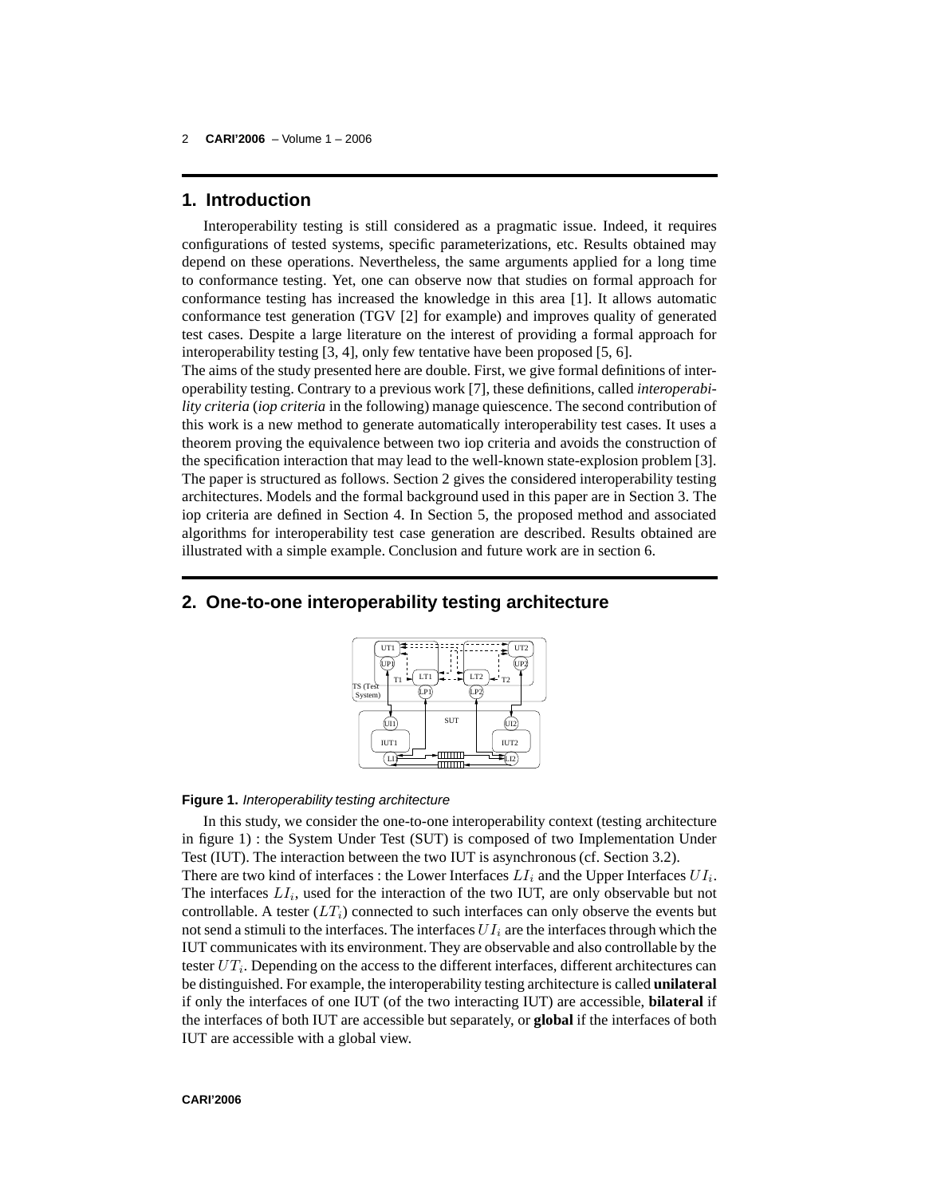## 1. Introduction

Interoperability testing is still considered as a pragmatic issue. Indeed, it requires configurations of tested systems, specific parameterizations, etc. Results obtained may depend on these operations. Nevertheless, the same arguments applied for a long time to conformance testing. Yet, one can observe now that studies on formal approach for conformance testing has increased the knowledge in this area [1]. It allows automatic conformance test generation (TGV [2] for example) and improves quality of generated test cases. Despite a large literature on the interest of providing a formal approach for interoperability testing [3, 4], only few tentative have been proposed [5, 6].

The aims of the study presented here are double. First, we give formal definitions of interoperability testing. Contrary to a previous work [7], these definitions, called *interoperability criteria* (*iop criteria* in the following) manage quiescence. The second contribution of this work is a new method to generate automatically interoperability test cases. It uses a theorem proving the equivalence between two iop criteria and avoids the construction of the specification interaction that may lead to the well-known state-explosion problem [3]. The paper is structured as follows. Section 2 gives the considered interoperability testing architectures. Models and the formal background used in this paper are in Section 3. The iop criteria are defined in Section 4. In Section 5, the proposed method and associated algorithms for interoperability test case generation are described. Results obtained are illustrated with a simple example. Conclusion and future work are in section 6.

## 2. One-to-one interoperability testing architecture

**Figure 1.** *Interoperability testing architecture*

In this study, we consider the one-to-one interoperability context (testing architecture in figure 1) : the System Under Test (SUT) is composed of two Implementation Under Test (IUT). The interaction between the two IUT is asynchronous (cf. Section 3.2).

There are two kind of interfaces : the Lower Interfaces $LI_i$ and the Upper Interfaces $UI_i$. The interfaces $LI_i$, used for the interaction of the two IUT, are only observable but not controllable. A tester ($LT_i$) connected to such interfaces can only observe the events but not send a stimuli to the interfaces. The interfaces $UI_i$ are the interfaces through which the IUT communicates with its environment. They are observable and also controllable by the tester $UT_i$. Depending on the access to the different interfaces, different architectures can be distinguished. For example, the interoperability testing architecture is called **unilateral** if only the interfaces of one IUT (of the two interacting IUT) are accessible, **bilateral** if the interfaces of both IUT are accessible but separately, or **global** if the interfaces of both IUT are accessible with a global view.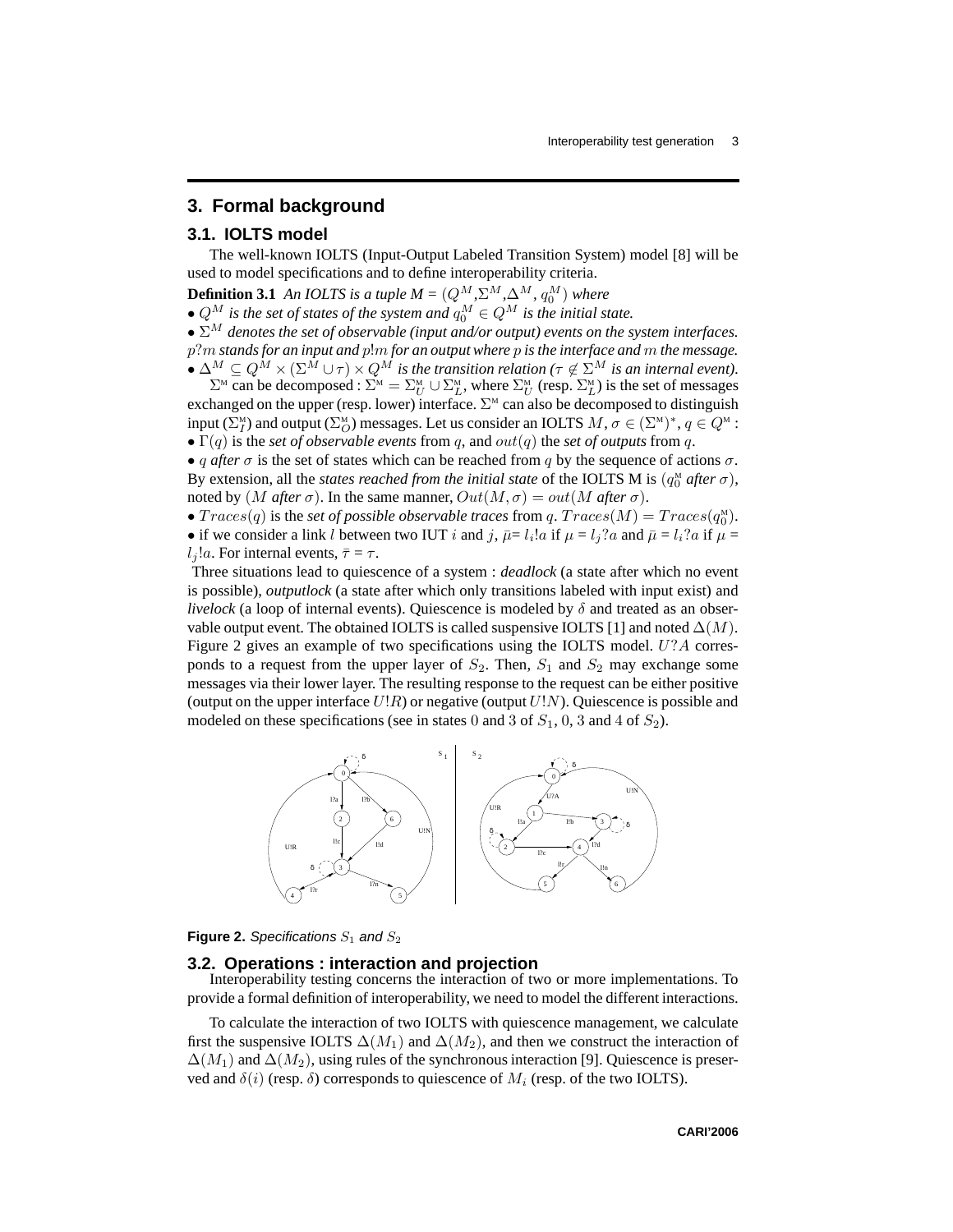## 3. Formal background

### 3.1. IOLTS model

The well-known IOLTS (Input-Output Labeled Transition System) model [8] will be used to model specifications and to define interoperability criteria.

**Definition 3.1** *An IOLTS is a tuple M =* $(Q^M, \Sigma^M, \Delta^M, q_0^M)$ *where*

- $Q^M$ *is the set of states of the system and* $q_0^M \in Q^M$ *is the initial state.*
- $\Sigma^M$ *denotes the set of observable (input and/or output) events on the system interfaces.* $p?m$ *stands for an input and* $p!m$ *for an output where* $p$ *is the interface and* $m$ *the message.*
- $\Delta^M \subseteq Q^M \times (\Sigma^M \cup \tau) \times Q^M$ *is the transition relation (*$\tau \notin \Sigma^M$ *is an internal event).*

$\Sigma^M$ can be decomposed : $\Sigma^M = \Sigma_U^M \cup \Sigma_L^M$, where $\Sigma_U^M$ (resp. $\Sigma_L^M$) is the set of messages exchanged on the upper (resp. lower) interface. $\Sigma^M$ can also be decomposed to distinguish input ($\Sigma_I^M$) and output ($\Sigma_O^M$) messages. Let us consider an IOLTS $M$, $\sigma \in (\Sigma^M)^*$, $q \in Q^M$ :

- $\Gamma(q)$ is the *set of observable events* from $q$, and $out(q)$ the *set of outputs* from $q$.
- $q$ *after* $\sigma$ is the set of states which can be reached from $q$ by the sequence of actions $\sigma$. By extension, all the *states reached from the initial state* of the IOLTS M is ($q_0^M$ *after* $\sigma$), noted by ($M$ *after* $\sigma$). In the same manner, $Out(M, \sigma) = out(M \text{ after } \sigma)$.
- $Traces(q)$ is the *set of possible observable traces* from $q$. $Traces(M) = Traces(q_0^M)$.
- if we consider a link $l$ between two IUT $i$ and $j$, $\bar{\mu}$= $l_i!a$ if $\mu = l_j?a$ and $\bar{\mu} = l_i?a$ if $\mu = l_j!a$. For internal events, $\bar{\tau} = \tau$.

Three situations lead to quiescence of a system : *deadlock* (a state after which no event is possible), *outputlock* (a state after which only transitions labeled with input exist) and *livelock* (a loop of internal events). Quiescence is modeled by $\delta$ and treated as an observable output event. The obtained IOLTS is called suspensive IOLTS [1] and noted $\Delta(M)$. Figure 2 gives an example of two specifications using the IOLTS model. $U?A$ corresponds to a request from the upper layer of $S_2$. Then, $S_1$ and $S_2$ may exchange some messages via their lower layer. The resulting response to the request can be either positive (output on the upper interface $U!R$) or negative (output $U!N$). Quiescence is possible and modeled on these specifications (see in states 0 and 3 of $S_1$, 0, 3 and 4 of $S_2$).

**Figure 2.** *Specifications* $S_1$ *and* $S_2$

### 3.2. Operations : interaction and projection

Interoperability testing concerns the interaction of two or more implementations. To provide a formal definition of interoperability, we need to model the different interactions.

To calculate the interaction of two IOLTS with quiescence management, we calculate first the suspensive IOLTS $\Delta(M_1)$ and $\Delta(M_2)$, and then we construct the interaction of $\Delta(M_1)$ and $\Delta(M_2)$, using rules of the synchronous interaction [9]. Quiescence is preserved and $\delta(i)$ (resp. $\delta$) corresponds to quiescence of $M_i$ (resp. of the two IOLTS).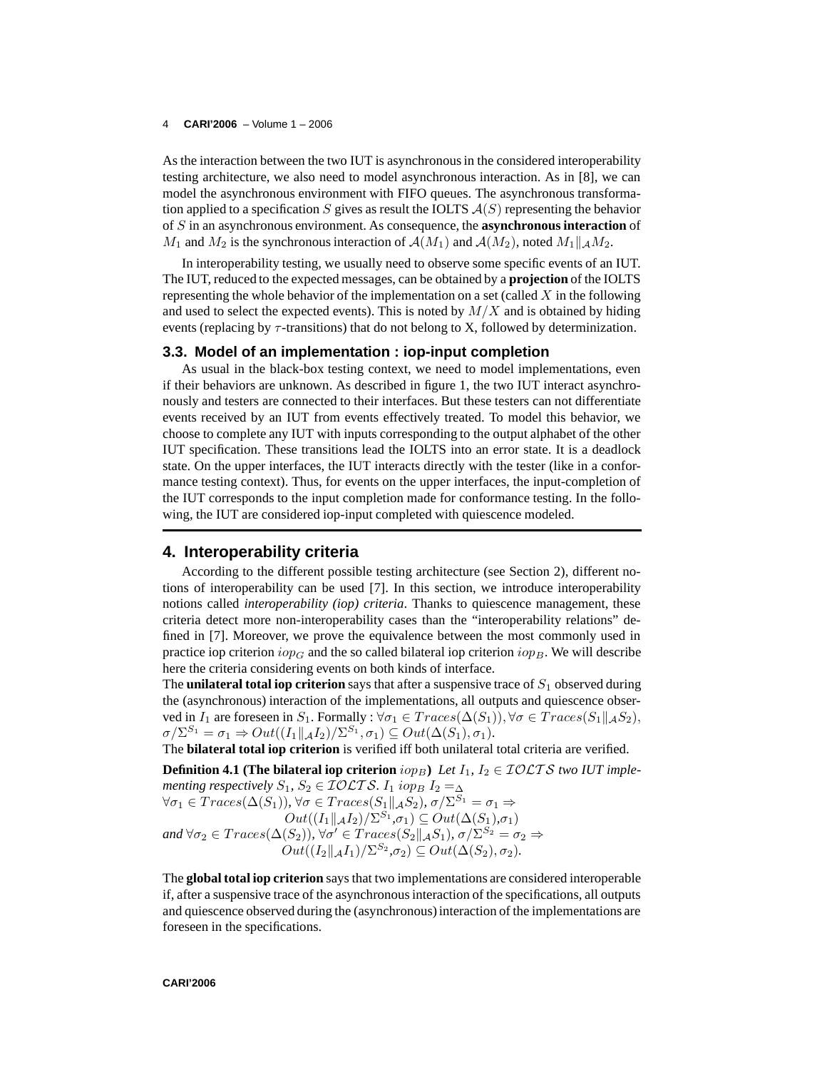As the interaction between the two IUT is asynchronous in the considered interoperability testing architecture, we also need to model asynchronous interaction. As in [8], we can model the asynchronous environment with FIFO queues. The asynchronous transformation applied to a specification $S$ gives as result the IOLTS $\mathcal{A}(S)$ representing the behavior of $S$ in an asynchronous environment. As consequence, the **asynchronous interaction** of $M_1$ and $M_2$ is the synchronous interaction of $\mathcal{A}(M_1)$ and $\mathcal{A}(M_2)$, noted $M_1 \|_{\mathcal{A}} M_2$.

In interoperability testing, we usually need to observe some specific events of an IUT. The IUT, reduced to the expected messages, can be obtained by a **projection** of the IOLTS representing the whole behavior of the implementation on a set (called $X$ in the following and used to select the expected events). This is noted by $M/X$ and is obtained by hiding events (replacing by $\tau$-transitions) that do not belong to X, followed by determinization.

### 3.3. Model of an implementation : iop-input completion

As usual in the black-box testing context, we need to model implementations, even if their behaviors are unknown. As described in figure 1, the two IUT interact asynchronously and testers are connected to their interfaces. But these testers can not differentiate events received by an IUT from events effectively treated. To model this behavior, we choose to complete any IUT with inputs corresponding to the output alphabet of the other IUT specification. These transitions lead the IOLTS into an error state. It is a deadlock state. On the upper interfaces, the IUT interacts directly with the tester (like in a conformance testing context). Thus, for events on the upper interfaces, the input-completion of the IUT corresponds to the input completion made for conformance testing. In the following, the IUT are considered iop-input completed with quiescence modeled.

## 4. Interoperability criteria

According to the different possible testing architecture (see Section 2), different notions of interoperability can be used [7]. In this section, we introduce interoperability notions called *interoperability (iop) criteria*. Thanks to quiescence management, these criteria detect more non-interoperability cases than the "interoperability relations" defined in [7]. Moreover, we prove the equivalence between the most commonly used in practice iop criterion $iop_G$ and the so called bilateral iop criterion $iop_B$. We will describe here the criteria considering events on both kinds of interface.

The **unilateral total iop criterion** says that after a suspensive trace of $S_1$ observed during the (asynchronous) interaction of the implementations, all outputs and quiescence observed in $I_1$ are foreseen in $S_1$. Formally : $\forall \sigma_1 \in Traces(\Delta(S_1)), \forall \sigma \in Traces(S_1 \|_{\mathcal{A}} S_2)$, $\sigma/\Sigma^{S_1} = \sigma_1 \Rightarrow Out((I_1 \|_{\mathcal{A}} I_2)/\Sigma^{S_1}, \sigma_1) \subseteq Out(\Delta(S_1), \sigma_1)$.

The **bilateral total iop criterion** is verified iff both unilateral total criteria are verified.

**Definition 4.1 (The bilateral iop criterion $iop_B$)** *Let $I_1$, $I_2 \in \mathcal{IOLTS}$ two IUT implementing respectively $S_1$, $S_2 \in \mathcal{IOLTS}$. $I_1$ $iop_B$ $I_2 =_\Delta$*

$\forall \sigma_1 \in Traces(\Delta(S_1))$, $\forall \sigma \in Traces(S_1 \|_{\mathcal{A}} S_2)$, $\sigma/\Sigma^{S_1} = \sigma_1 \Rightarrow$
$$Out((I_1 \|_{\mathcal{A}} I_2)/\Sigma^{S_1}, \sigma_1) \subseteq Out(\Delta(S_1), \sigma_1)$$
*and* $\forall \sigma_2 \in Traces(\Delta(S_2))$, $\forall \sigma' \in Traces(S_2 \|_{\mathcal{A}} S_1)$, $\sigma/\Sigma^{S_2} = \sigma_2 \Rightarrow$
$$Out((I_2 \|_{\mathcal{A}} I_1)/\Sigma^{S_2}, \sigma_2) \subseteq Out(\Delta(S_2), \sigma_2).$$

The **global total iop criterion** says that two implementations are considered interoperable if, after a suspensive trace of the asynchronous interaction of the specifications, all outputs and quiescence observed during the (asynchronous) interaction of the implementations are foreseen in the specifications.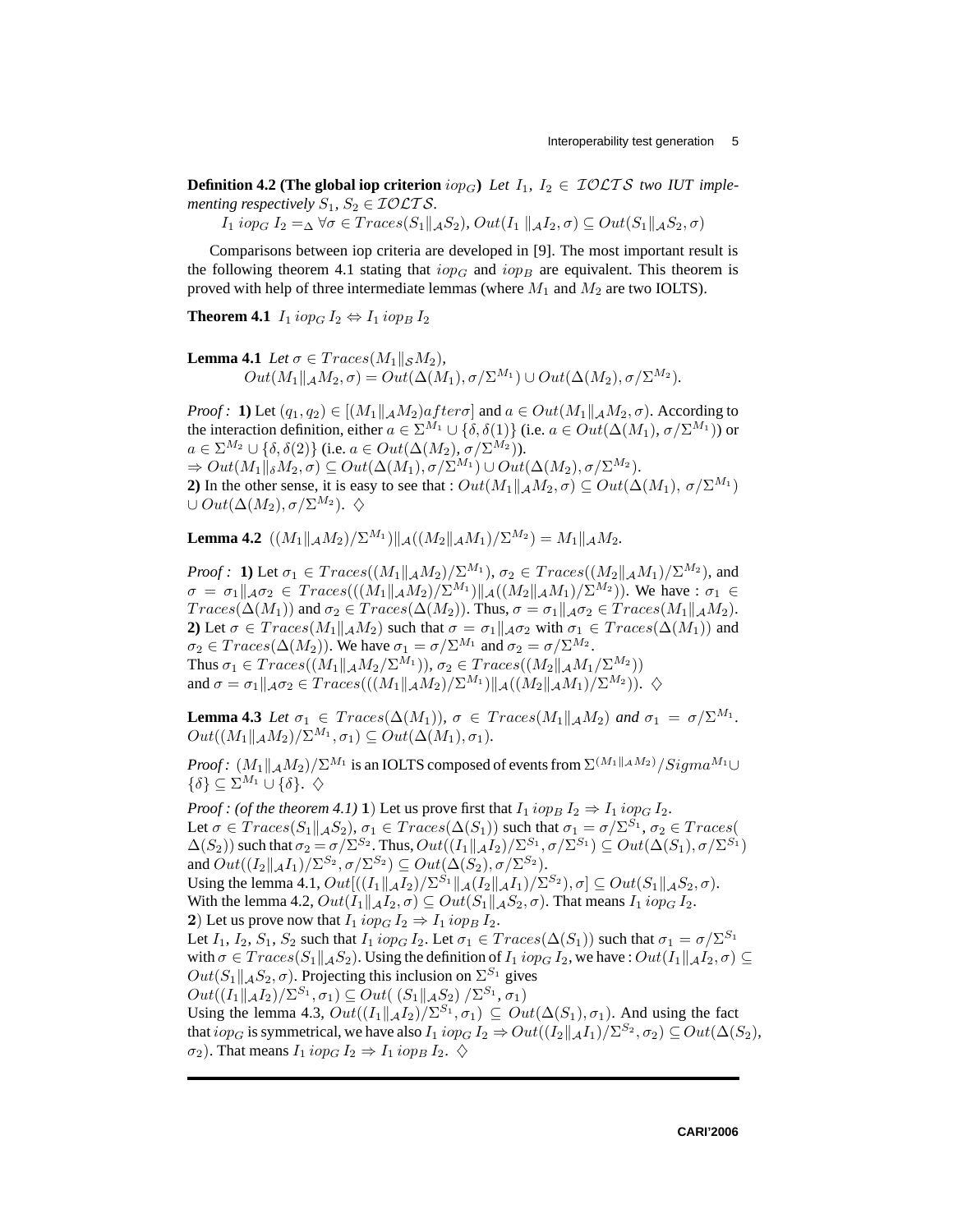**Definition 4.2 (The global iop criterion** $iop_G$**)** *Let* $I_1$*,* $I_2 \in \mathcal{IOLTS}$ *two IUT implementing respectively* $S_1$*,* $S_2 \in \mathcal{IOLTS}$*.*

$I_1 \; iop_G \; I_2 =_\Delta \forall \sigma \in Traces(S_1 \|_\mathcal{A} S_2),\; Out(I_1 \|_\mathcal{A} I_2, \sigma) \subseteq Out(S_1 \|_\mathcal{A} S_2, \sigma)$

Comparisons between iop criteria are developed in [9]. The most important result is the following theorem 4.1 stating that $iop_G$ and $iop_B$ are equivalent. This theorem is proved with help of three intermediate lemmas (where $M_1$ and $M_2$ are two IOLTS).

**Theorem 4.1** $I_1 \; iop_G \; I_2 \Leftrightarrow I_1 \; iop_B \; I_2$

**Lemma 4.1** *Let* $\sigma \in Traces(M_1 \|_\mathcal{S} M_2)$*,*
$Out(M_1 \|_\mathcal{A} M_2, \sigma) = Out(\Delta(M_1), \sigma/\Sigma^{M_1}) \cup Out(\Delta(M_2), \sigma/\Sigma^{M_2})$.

*Proof :* **1)** Let $(q_1, q_2) \in [(M_1 \|_\mathcal{A} M_2) after \sigma]$ and $a \in Out(M_1 \|_\mathcal{A} M_2, \sigma)$. According to the interaction definition, either $a \in \Sigma^{M_1} \cup \{\delta, \delta(1)\}$ (i.e. $a \in Out(\Delta(M_1), \sigma/\Sigma^{M_1})$) or $a \in \Sigma^{M_2} \cup \{\delta, \delta(2)\}$ (i.e. $a \in Out(\Delta(M_2), \sigma/\Sigma^{M_2})$).
$\Rightarrow Out(M_1 \|_\delta M_2, \sigma) \subseteq Out(\Delta(M_1), \sigma/\Sigma^{M_1}) \cup Out(\Delta(M_2), \sigma/\Sigma^{M_2})$.
**2)** In the other sense, it is easy to see that : $Out(M_1 \|_\mathcal{A} M_2, \sigma) \subseteq Out(\Delta(M_1), \sigma/\Sigma^{M_1}) \cup Out(\Delta(M_2), \sigma/\Sigma^{M_2})$. $\diamondsuit$

**Lemma 4.2** $((M_1 \|_\mathcal{A} M_2)/\Sigma^{M_1}) \|_\mathcal{A} ((M_2 \|_\mathcal{A} M_1)/\Sigma^{M_2}) = M_1 \|_\mathcal{A} M_2$.

*Proof :* **1)** Let $\sigma_1 \in Traces((M_1 \|_\mathcal{A} M_2)/\Sigma^{M_1})$, $\sigma_2 \in Traces((M_2 \|_\mathcal{A} M_1)/\Sigma^{M_2})$, and $\sigma = \sigma_1 \|_\mathcal{A} \sigma_2 \in Traces(((M_1 \|_\mathcal{A} M_2)/\Sigma^{M_1}) \|_\mathcal{A} ((M_2 \|_\mathcal{A} M_1)/\Sigma^{M_2}))$. We have : $\sigma_1 \in Traces(\Delta(M_1))$ and $\sigma_2 \in Traces(\Delta(M_2))$. Thus, $\sigma = \sigma_1 \|_\mathcal{A} \sigma_2 \in Traces(M_1 \|_\mathcal{A} M_2)$.
**2)** Let $\sigma \in Traces(M_1 \|_\mathcal{A} M_2)$ such that $\sigma = \sigma_1 \|_\mathcal{A} \sigma_2$ with $\sigma_1 \in Traces(\Delta(M_1))$ and $\sigma_2 \in Traces(\Delta(M_2))$. We have $\sigma_1 = \sigma/\Sigma^{M_1}$ and $\sigma_2 = \sigma/\Sigma^{M_2}$.
Thus $\sigma_1 \in Traces((M_1 \|_\mathcal{A} M_2/\Sigma^{M_1}))$, $\sigma_2 \in Traces((M_2 \|_\mathcal{A} M_1/\Sigma^{M_2}))$
and $\sigma = \sigma_1 \|_\mathcal{A} \sigma_2 \in Traces(((M_1 \|_\mathcal{A} M_2)/\Sigma^{M_1}) \|_\mathcal{A} ((M_2 \|_\mathcal{A} M_1)/\Sigma^{M_2}))$. $\diamondsuit$

**Lemma 4.3** *Let* $\sigma_1 \in Traces(\Delta(M_1))$*,* $\sigma \in Traces(M_1 \|_\mathcal{A} M_2)$ *and* $\sigma_1 = \sigma/\Sigma^{M_1}$*.*
$Out((M_1 \|_\mathcal{A} M_2)/\Sigma^{M_1}, \sigma_1) \subseteq Out(\Delta(M_1), \sigma_1)$*.*

*Proof :* $(M_1 \|_\mathcal{A} M_2)/\Sigma^{M_1}$ is an IOLTS composed of events from $\Sigma^{(M_1 \|_\mathcal{A} M_2)}/Sigma^{M_1} \cup \{\delta\} \subseteq \Sigma^{M_1} \cup \{\delta\}$. $\diamondsuit$

*Proof : (of the theorem 4.1)* **1**) Let us prove first that $I_1 \; iop_B \; I_2 \Rightarrow I_1 \; iop_G \; I_2$.
Let $\sigma \in Traces(S_1 \|_\mathcal{A} S_2)$, $\sigma_1 \in Traces(\Delta(S_1))$ such that $\sigma_1 = \sigma/\Sigma^{S_1}$, $\sigma_2 \in Traces(\Delta(S_2))$ such that $\sigma_2 = \sigma/\Sigma^{S_2}$. Thus, $Out((I_1 \|_\mathcal{A} I_2)/\Sigma^{S_1}, \sigma/\Sigma^{S_1}) \subseteq Out(\Delta(S_1), \sigma/\Sigma^{S_1})$ and $Out((I_2 \|_\mathcal{A} I_1)/\Sigma^{S_2}, \sigma/\Sigma^{S_2}) \subseteq Out(\Delta(S_2), \sigma/\Sigma^{S_2})$.
Using the lemma 4.1, $Out[((I_1 \|_\mathcal{A} I_2)/\Sigma^{S_1} \|_\mathcal{A} (I_2 \|_\mathcal{A} I_1)/\Sigma^{S_2}), \sigma] \subseteq Out(S_1 \|_\mathcal{A} S_2, \sigma)$.
With the lemma 4.2, $Out(I_1 \|_\mathcal{A} I_2, \sigma) \subseteq Out(S_1 \|_\mathcal{A} S_2, \sigma)$. That means $I_1 \; iop_G \; I_2$.
**2**) Let us prove now that $I_1 \; iop_G \; I_2 \Rightarrow I_1 \; iop_B \; I_2$.
Let $I_1$, $I_2$, $S_1$, $S_2$ such that $I_1 \; iop_G \; I_2$. Let $\sigma_1 \in Traces(\Delta(S_1))$ such that $\sigma_1 = \sigma/\Sigma^{S_1}$ with $\sigma \in Traces(S_1 \|_\mathcal{A} S_2)$. Using the definition of $I_1 \; iop_G \; I_2$, we have : $Out(I_1 \|_\mathcal{A} I_2, \sigma) \subseteq Out(S_1 \|_\mathcal{A} S_2, \sigma)$. Projecting this inclusion on $\Sigma^{S_1}$ gives
$Out((I_1 \|_\mathcal{A} I_2)/\Sigma^{S_1}, \sigma_1) \subseteq Out(\; (S_1 \|_\mathcal{A} S_2) \;/\Sigma^{S_1}, \sigma_1)$
Using the lemma 4.3, $Out((I_1 \|_\mathcal{A} I_2)/\Sigma^{S_1}, \sigma_1) \subseteq Out(\Delta(S_1), \sigma_1)$. And using the fact that $iop_G$ is symmetrical, we have also $I_1 \; iop_G \; I_2 \Rightarrow Out((I_2 \|_\mathcal{A} I_1)/\Sigma^{S_2}, \sigma_2) \subseteq Out(\Delta(S_2), \sigma_2)$. That means $I_1 \; iop_G \; I_2 \Rightarrow I_1 \; iop_B \; I_2$. $\diamondsuit$

---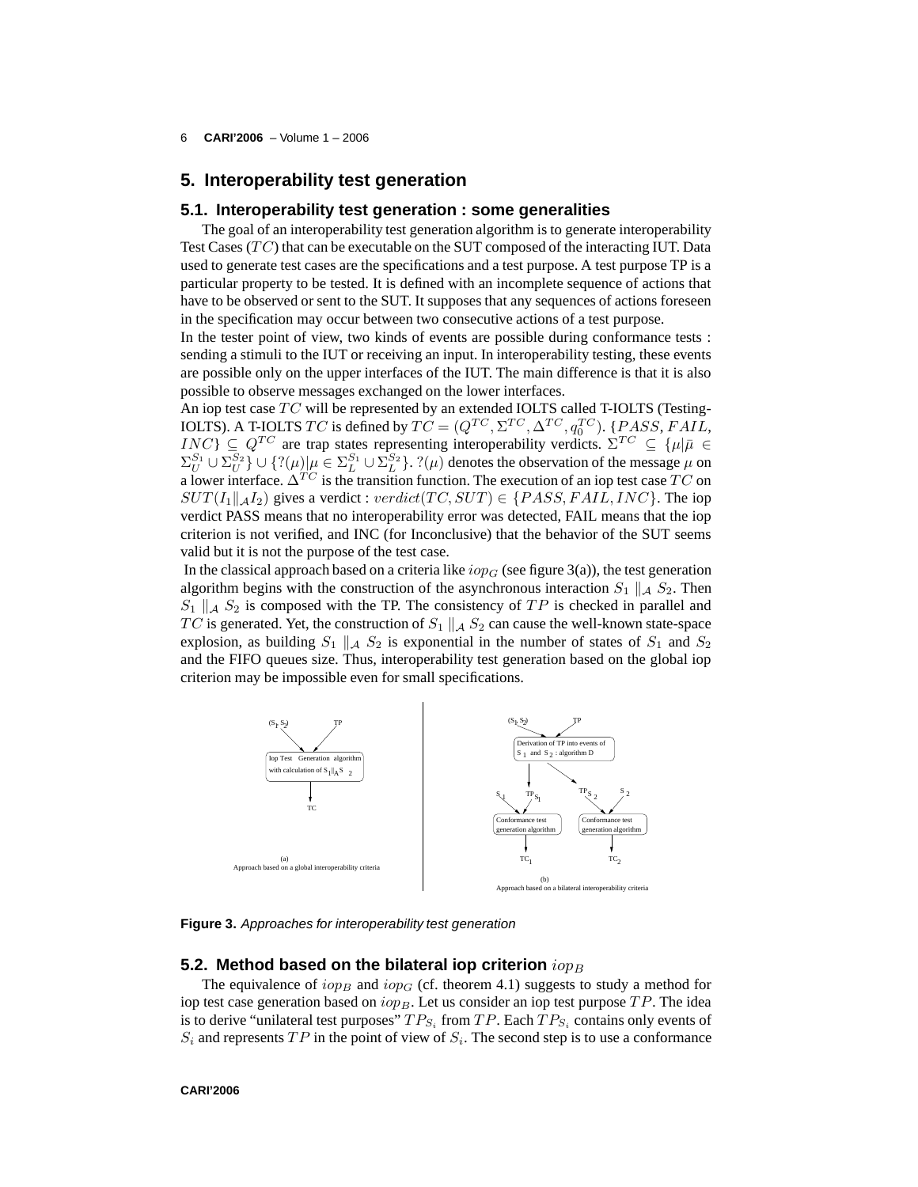## 5. Interoperability test generation

### 5.1. Interoperability test generation : some generalities

The goal of an interoperability test generation algorithm is to generate interoperability Test Cases ($TC$) that can be executable on the SUT composed of the interacting IUT. Data used to generate test cases are the specifications and a test purpose. A test purpose TP is a particular property to be tested. It is defined with an incomplete sequence of actions that have to be observed or sent to the SUT. It supposes that any sequences of actions foreseen in the specification may occur between two consecutive actions of a test purpose.

In the tester point of view, two kinds of events are possible during conformance tests : sending a stimuli to the IUT or receiving an input. In interoperability testing, these events are possible only on the upper interfaces of the IUT. The main difference is that it is also possible to observe messages exchanged on the lower interfaces.

An iop test case $TC$ will be represented by an extended IOLTS called T-IOLTS (Testing-IOLTS). A T-IOLTS $TC$ is defined by $TC = (Q^{TC}, \Sigma^{TC}, \Delta^{TC}, q_0^{TC})$. $\{PASS, FAIL, INC\} \subseteq Q^{TC}$ are trap states representing interoperability verdicts. $\Sigma^{TC} \subseteq \{\mu | \bar{\mu} \in \Sigma_U^{S_1} \cup \Sigma_U^{S_2}\} \cup \{?(\mu) | \mu \in \Sigma_L^{S_1} \cup \Sigma_L^{S_2}\}$. $?(\mu)$ denotes the observation of the message $\mu$ on a lower interface. $\Delta^{TC}$ is the transition function. The execution of an iop test case $TC$ on $SUT(I_1 \|_{\mathcal{A}} I_2)$ gives a verdict : $verdict(TC, SUT) \in \{PASS, FAIL, INC\}$. The iop verdict PASS means that no interoperability error was detected, FAIL means that the iop criterion is not verified, and INC (for Inconclusive) that the behavior of the SUT seems valid but it is not the purpose of the test case.

In the classical approach based on a criteria like $iop_G$ (see figure 3(a)), the test generation algorithm begins with the construction of the asynchronous interaction $S_1 \|_{\mathcal{A}} S_2$. Then $S_1 \|_{\mathcal{A}} S_2$ is composed with the TP. The consistency of $TP$ is checked in parallel and $TC$ is generated. Yet, the construction of $S_1 \|_{\mathcal{A}} S_2$ can cause the well-known state-space explosion, as building $S_1 \|_{\mathcal{A}} S_2$ is exponential in the number of states of $S_1$ and $S_2$ and the FIFO queues size. Thus, interoperability test generation based on the global iop criterion may be impossible even for small specifications.

(a) Approach based on a global interoperability criteria: ($S_1$, $S_2$) and TP → Iop Test Generation algorithm with calculation of $S_1 \|_A S_2$ → TC

(b) Approach based on a bilateral interoperability criteria: ($S_1$, $S_2$) and TP → Derivation of TP into events of $S_1$ and $S_2$ : algorithm D → $TP_{S_1}$, $TP_{S_2}$; $S_1$, $TP_{S_1}$ → Conformance test generation algorithm → $TC_1$; $TP_{S_2}$, $S_2$ → Conformance test generation algorithm → $TC_2$

**Figure 3.** *Approaches for interoperability test generation*

### 5.2. Method based on the bilateral iop criterion $iop_B$

The equivalence of $iop_B$ and $iop_G$ (cf. theorem 4.1) suggests to study a method for iop test case generation based on $iop_B$. Let us consider an iop test purpose $TP$. The idea is to derive "unilateral test purposes" $TP_{S_i}$ from $TP$. Each $TP_{S_i}$ contains only events of $S_i$ and represents $TP$ in the point of view of $S_i$. The second step is to use a conformance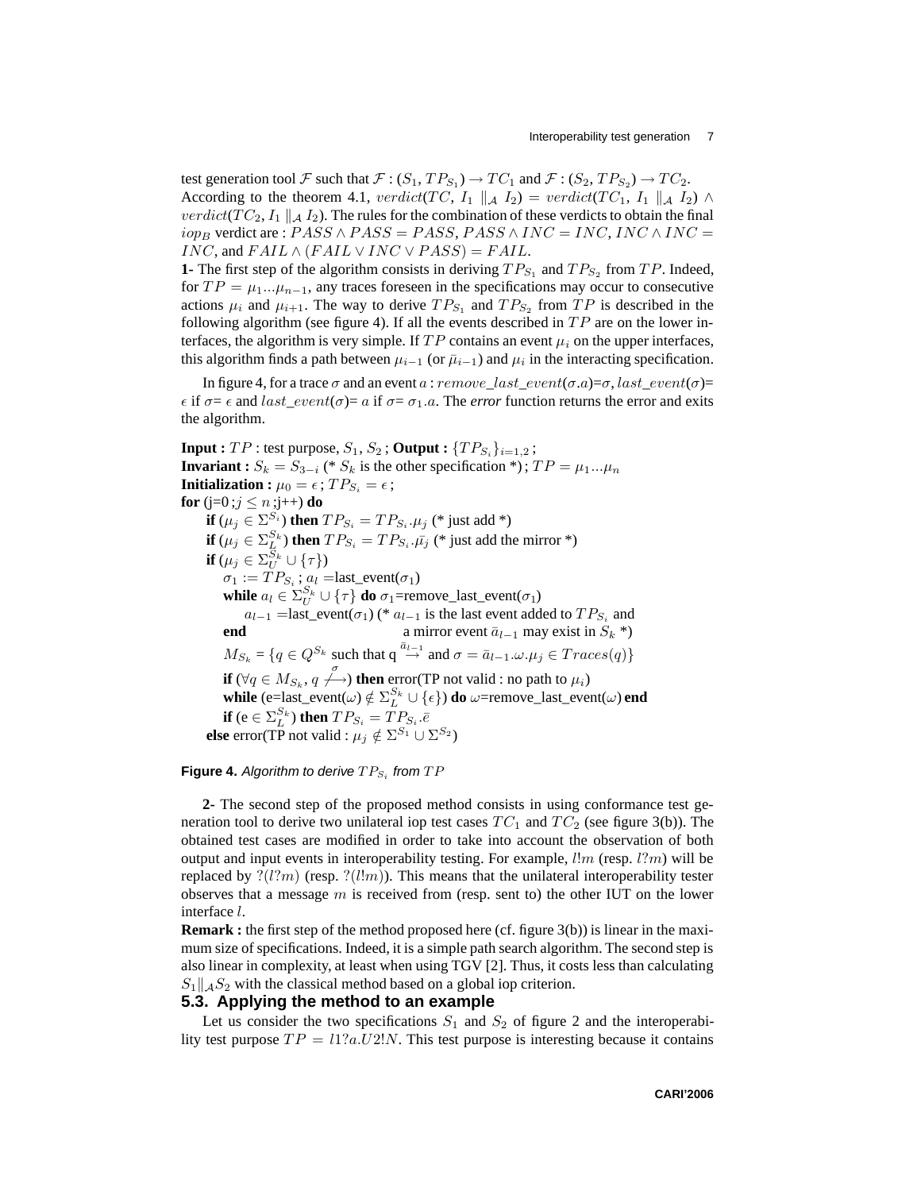test generation tool $\mathcal{F}$ such that $\mathcal{F} : (S_1, TP_{S_1}) \rightarrow TC_1$ and $\mathcal{F} : (S_2, TP_{S_2}) \rightarrow TC_2$. According to the theorem 4.1, $verdict(TC, I_1 \parallel_{\mathcal{A}} I_2) = verdict(TC_1, I_1 \parallel_{\mathcal{A}} I_2) \wedge verdict(TC_2, I_1 \parallel_{\mathcal{A}} I_2)$. The rules for the combination of these verdicts to obtain the final $iop_B$ verdict are : $PASS \wedge PASS = PASS$, $PASS \wedge INC = INC$, $INC \wedge INC = INC$, and $FAIL \wedge (FAIL \vee INC \vee PASS) = FAIL$.

**1-** The first step of the algorithm consists in deriving $TP_{S_1}$ and $TP_{S_2}$ from $TP$. Indeed, for $TP = \mu_1 ... \mu_{n-1}$, any traces foreseen in the specifications may occur to consecutive actions $\mu_i$ and $\mu_{i+1}$. The way to derive $TP_{S_1}$ and $TP_{S_2}$ from $TP$ is described in the following algorithm (see figure 4). If all the events described in $TP$ are on the lower interfaces, the algorithm is very simple. If $TP$ contains an event $\mu_i$ on the upper interfaces, this algorithm finds a path between $\mu_{i-1}$ (or $\bar{\mu}_{i-1}$) and $\mu_i$ in the interacting specification.

In figure 4, for a trace $\sigma$ and an event $a$ : $remove\_last\_event(\sigma.a)$=$\sigma$, $last\_event(\sigma)$= $\epsilon$ if $\sigma$= $\epsilon$ and $last\_event(\sigma)$= $a$ if $\sigma$= $\sigma_1.a$. The *error* function returns the error and exits the algorithm.

**Input :** $TP$ : test purpose, $S_1$, $S_2$ ; **Output :** $\{TP_{S_i}\}_{i=1,2}$ ;
**Invariant :** $S_k = S_{3-i}$ (* $S_k$ is the other specification *) ; $TP = \mu_1 ... \mu_n$
**Initialization :** $\mu_0 = \epsilon$ ; $TP_{S_i} = \epsilon$ ;
**for** (j=0 ;$j \leq n$ ;j++) **do**
  **if** ($\mu_j \in \Sigma^{S_i}$) **then** $TP_{S_i} = TP_{S_i}.\mu_j$ (* just add *)
  **if** ($\mu_j \in \Sigma_L^{S_k}$) **then** $TP_{S_i} = TP_{S_i}.\bar{\mu_j}$ (* just add the mirror *)
  **if** ($\mu_j \in \Sigma_U^{S_k} \cup \{\tau\}$)
    $\sigma_1 := TP_{S_i}$ ; $a_l$ =last_event($\sigma_1$)
    **while** $a_l \in \Sigma_U^{S_k} \cup \{\tau\}$ **do** $\sigma_1$=remove_last_event($\sigma_1$)
      $a_{l-1}$ =last_event($\sigma_1$) (* $a_{l-1}$ is the last event added to $TP_{S_i}$ and
    **end**     a mirror event $\bar{a}_{l-1}$ may exist in $S_k$ *)
    $M_{S_k} = \{q \in Q^{S_k}$ such that q $\overset{\bar{a}_{l-1}}{\rightarrow}$ and $\sigma = \bar{a}_{l-1}.\omega.\mu_j \in Traces(q)\}$
    **if** ($\forall q \in M_{S_k}, q \overset{\sigma}{\not\longrightarrow}$) **then** error(TP not valid : no path to $\mu_i$)
    **while** (e=last_event($\omega$) $\notin \Sigma_L^{S_k} \cup \{\epsilon\}$) **do** $\omega$=remove_last_event($\omega$) **end**
    **if** (e $\in \Sigma_L^{S_k}$) **then** $TP_{S_i} = TP_{S_i}.\bar{e}$
  **else** error(TP not valid : $\mu_j \notin \Sigma^{S_1} \cup \Sigma^{S_2}$)

**Figure 4.** *Algorithm to derive $TP_{S_i}$ from $TP$*

**2-** The second step of the proposed method consists in using conformance test generation tool to derive two unilateral iop test cases $TC_1$ and $TC_2$ (see figure 3(b)). The obtained test cases are modified in order to take into account the observation of both output and input events in interoperability testing. For example, $l!m$ (resp. $l?m$) will be replaced by $?(l?m)$ (resp. $?(l!m)$). This means that the unilateral interoperability tester observes that a message $m$ is received from (resp. sent to) the other IUT on the lower interface $l$.

**Remark :** the first step of the method proposed here (cf. figure 3(b)) is linear in the maximum size of specifications. Indeed, it is a simple path search algorithm. The second step is also linear in complexity, at least when using TGV [2]. Thus, it costs less than calculating $S_1 \|_{\mathcal{A}} S_2$ with the classical method based on a global iop criterion.

### 5.3. Applying the method to an example

Let us consider the two specifications $S_1$ and $S_2$ of figure 2 and the interoperability test purpose $TP = l1?a.U2!N$. This test purpose is interesting because it contains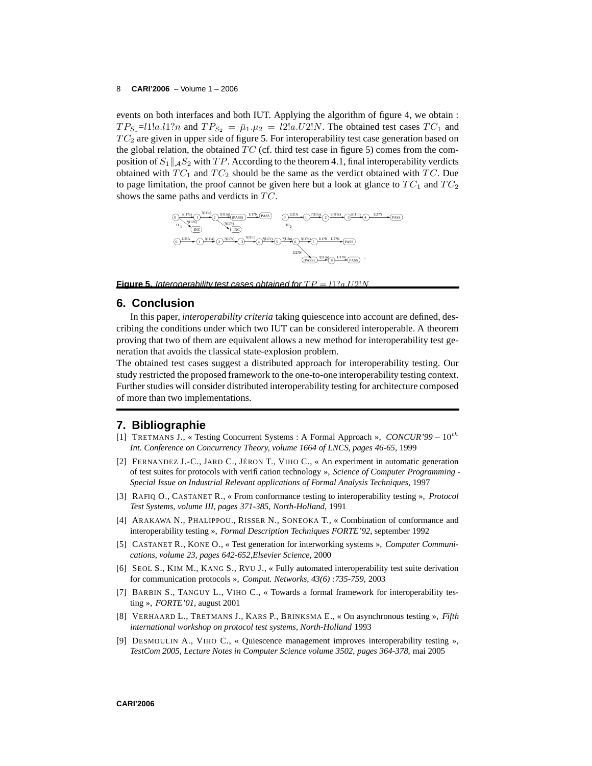events on both interfaces and both IUT. Applying the algorithm of figure 4, we obtain : $TP_{S_1}=l1!a.l1?n$ and $TP_{S_2} = \bar{\mu}_1.\mu_2 = l2!a.U2!N$. The obtained test cases $TC_1$ and $TC_2$ are given in upper side of figure 5. For interoperability test case generation based on the global relation, the obtained $TC$ (cf. third test case in figure 5) comes from the composition of $S_1\|_{\mathcal{A}}S_2$ with $TP$. According to the theorem 4.1, final interoperability verdicts obtained with $TC_1$ and $TC_2$ should be the same as the verdict obtained with $TC$. Due to page limitation, the proof cannot be given here but a look at glance to $TC_1$ and $TC_2$ shows the same paths and verdicts in $TC$.

0 ?(l1!a) 1 ?(l1!c) 2 ?(l1!n) (PASS) U1?N PASS
TC1 ?(l1!b) INC ?(l1!r) INC
0 U2!A 1 ?(l1!a) 2 ?(l1!c) 3 ?(l1!n) 4 U2?N PASS
TC2
0 U2!A 1 ?(l1!a) 2 ?(l2?a) 3 ?(l1!c) 4 ?(l2?c) 5 ?(l1!n) 6 ?(l2?n) 7 U1?N U2?N PASS
U2?N (PASS) ?(l2?n) 8 U1?N PASS

**Figure 5.** *Interoperability test cases obtained for* $TP = l1?a.U2!N$

## 6. Conclusion

In this paper, *interoperability criteria* taking quiescence into account are defined, describing the conditions under which two IUT can be considered interoperable. A theorem proving that two of them are equivalent allows a new method for interoperability test generation that avoids the classical state-explosion problem.

The obtained test cases suggest a distributed approach for interoperability testing. Our study restricted the proposed framework to the one-to-one interoperability testing context. Further studies will consider distributed interoperability testing for architecture composed of more than two implementations.

## 7. Bibliographie

[1] TRETMANS J., « Testing Concurrent Systems : A Formal Approach », *CONCUR'99 – $10^{th}$ Int. Conference on Concurrency Theory, volume 1664 of LNCS, pages 46-65*, 1999

[2] FERNANDEZ J.-C., JARD C., JÉRON T., VIHO C., « An experiment in automatic generation of test suites for protocols with verification technology », *Science of Computer Programming - Special Issue on Industrial Relevant applications of Formal Analysis Techniques*, 1997

[3] RAFIQ O., CASTANET R., « From conformance testing to interoperability testing », *Protocol Test Systems, volume III, pages 371-385, North-Holland*, 1991

[4] ARAKAWA N., PHALIPPOU., RISSER N., SONEOKA T., « Combination of conformance and interoperability testing », *Formal Description Techniques FORTE'92*, september 1992

[5] CASTANET R., KONE O., « Test generation for interworking systems », *Computer Communications, volume 23, pages 642-652,Elsevier Science*, 2000

[6] SEOL S., KIM M., KANG S., RYU J., « Fully automated interoperability test suite derivation for communication protocols », *Comput. Networks, 43(6) :735-759*, 2003

[7] BARBIN S., TANGUY L., VIHO C., « Towards a formal framework for interoperability testing », *FORTE'01*, august 2001

[8] VERHAARD L., TRETMANS J., KARS P., BRINKSMA E., « On asynchronous testing », *Fifth international workshop on protocol test systems, North-Holland* 1993

[9] DESMOULIN A., VIHO C., « Quiescence management improves interoperability testing », *TestCom 2005, Lecture Notes in Computer Science volume 3502, pages 364-378*, mai 2005